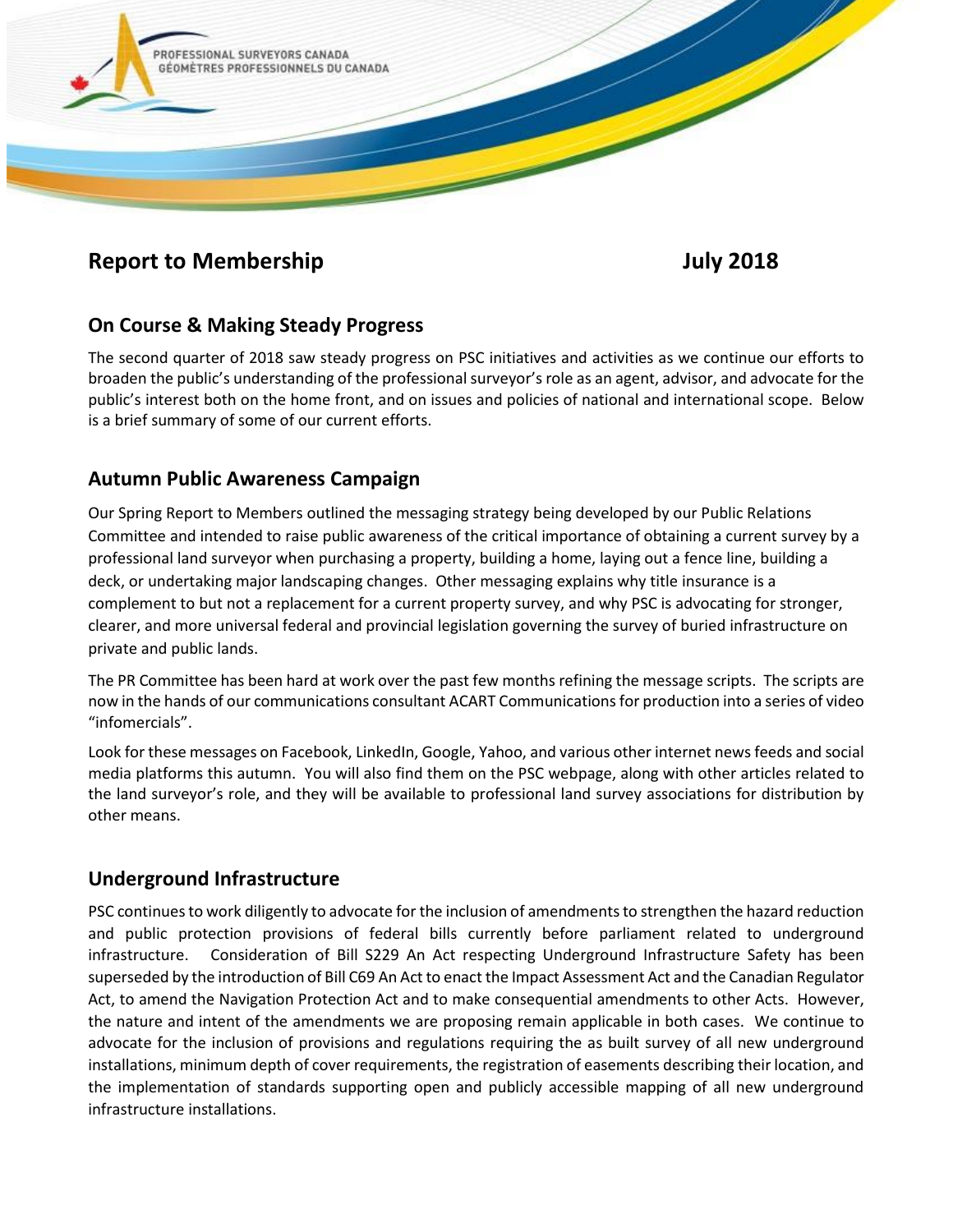PROFESSIONAL SURVEYORS CANADA
GÉOMÈTRES PROFESSIONNELS DU CANADA

# Report to Membership July 2018

## On Course & Making Steady Progress

The second quarter of 2018 saw steady progress on PSC initiatives and activities as we continue our efforts to broaden the public's understanding of the professional surveyor's role as an agent, advisor, and advocate for the public's interest both on the home front, and on issues and policies of national and international scope. Below is a brief summary of some of our current efforts.

## Autumn Public Awareness Campaign

Our Spring Report to Members outlined the messaging strategy being developed by our Public Relations Committee and intended to raise public awareness of the critical importance of obtaining a current survey by a professional land surveyor when purchasing a property, building a home, laying out a fence line, building a deck, or undertaking major landscaping changes. Other messaging explains why title insurance is a complement to but not a replacement for a current property survey, and why PSC is advocating for stronger, clearer, and more universal federal and provincial legislation governing the survey of buried infrastructure on private and public lands.

The PR Committee has been hard at work over the past few months refining the message scripts. The scripts are now in the hands of our communications consultant ACART Communications for production into a series of video "infomercials".

Look for these messages on Facebook, LinkedIn, Google, Yahoo, and various other internet news feeds and social media platforms this autumn. You will also find them on the PSC webpage, along with other articles related to the land surveyor's role, and they will be available to professional land survey associations for distribution by other means.

## Underground Infrastructure

PSC continues to work diligently to advocate for the inclusion of amendments to strengthen the hazard reduction and public protection provisions of federal bills currently before parliament related to underground infrastructure. Consideration of Bill S229 An Act respecting Underground Infrastructure Safety has been superseded by the introduction of Bill C69 An Act to enact the Impact Assessment Act and the Canadian Regulator Act, to amend the Navigation Protection Act and to make consequential amendments to other Acts. However, the nature and intent of the amendments we are proposing remain applicable in both cases. We continue to advocate for the inclusion of provisions and regulations requiring the as built survey of all new underground installations, minimum depth of cover requirements, the registration of easements describing their location, and the implementation of standards supporting open and publicly accessible mapping of all new underground infrastructure installations.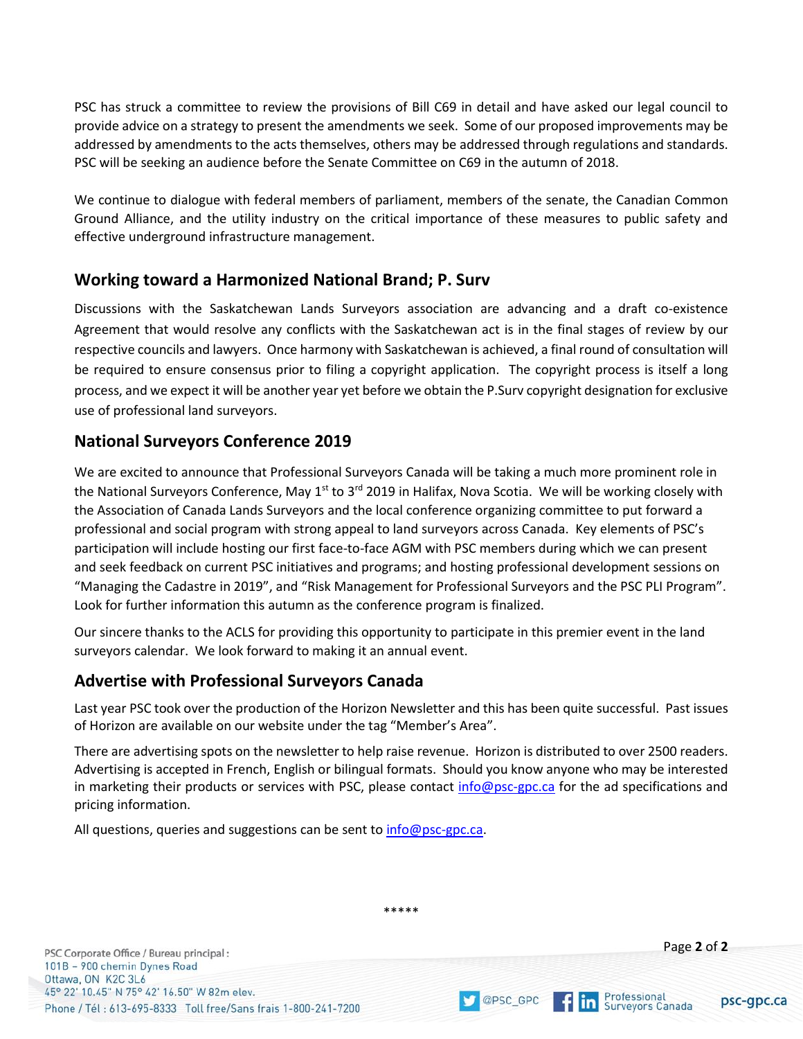PSC has struck a committee to review the provisions of Bill C69 in detail and have asked our legal council to provide advice on a strategy to present the amendments we seek. Some of our proposed improvements may be addressed by amendments to the acts themselves, others may be addressed through regulations and standards. PSC will be seeking an audience before the Senate Committee on C69 in the autumn of 2018.

We continue to dialogue with federal members of parliament, members of the senate, the Canadian Common Ground Alliance, and the utility industry on the critical importance of these measures to public safety and effective underground infrastructure management.

## Working toward a Harmonized National Brand; P. Surv

Discussions with the Saskatchewan Lands Surveyors association are advancing and a draft co-existence Agreement that would resolve any conflicts with the Saskatchewan act is in the final stages of review by our respective councils and lawyers. Once harmony with Saskatchewan is achieved, a final round of consultation will be required to ensure consensus prior to filing a copyright application. The copyright process is itself a long process, and we expect it will be another year yet before we obtain the P.Surv copyright designation for exclusive use of professional land surveyors.

## National Surveyors Conference 2019

We are excited to announce that Professional Surveyors Canada will be taking a much more prominent role in the National Surveyors Conference, May 1st to 3rd 2019 in Halifax, Nova Scotia. We will be working closely with the Association of Canada Lands Surveyors and the local conference organizing committee to put forward a professional and social program with strong appeal to land surveyors across Canada. Key elements of PSC's participation will include hosting our first face-to-face AGM with PSC members during which we can present and seek feedback on current PSC initiatives and programs; and hosting professional development sessions on "Managing the Cadastre in 2019", and "Risk Management for Professional Surveyors and the PSC PLI Program". Look for further information this autumn as the conference program is finalized.

Our sincere thanks to the ACLS for providing this opportunity to participate in this premier event in the land surveyors calendar. We look forward to making it an annual event.

## Advertise with Professional Surveyors Canada

Last year PSC took over the production of the Horizon Newsletter and this has been quite successful. Past issues of Horizon are available on our website under the tag "Member's Area".

There are advertising spots on the newsletter to help raise revenue. Horizon is distributed to over 2500 readers. Advertising is accepted in French, English or bilingual formats. Should you know anyone who may be interested in marketing their products or services with PSC, please contact info@psc-gpc.ca for the ad specifications and pricing information.

All questions, queries and suggestions can be sent to info@psc-gpc.ca.

*****